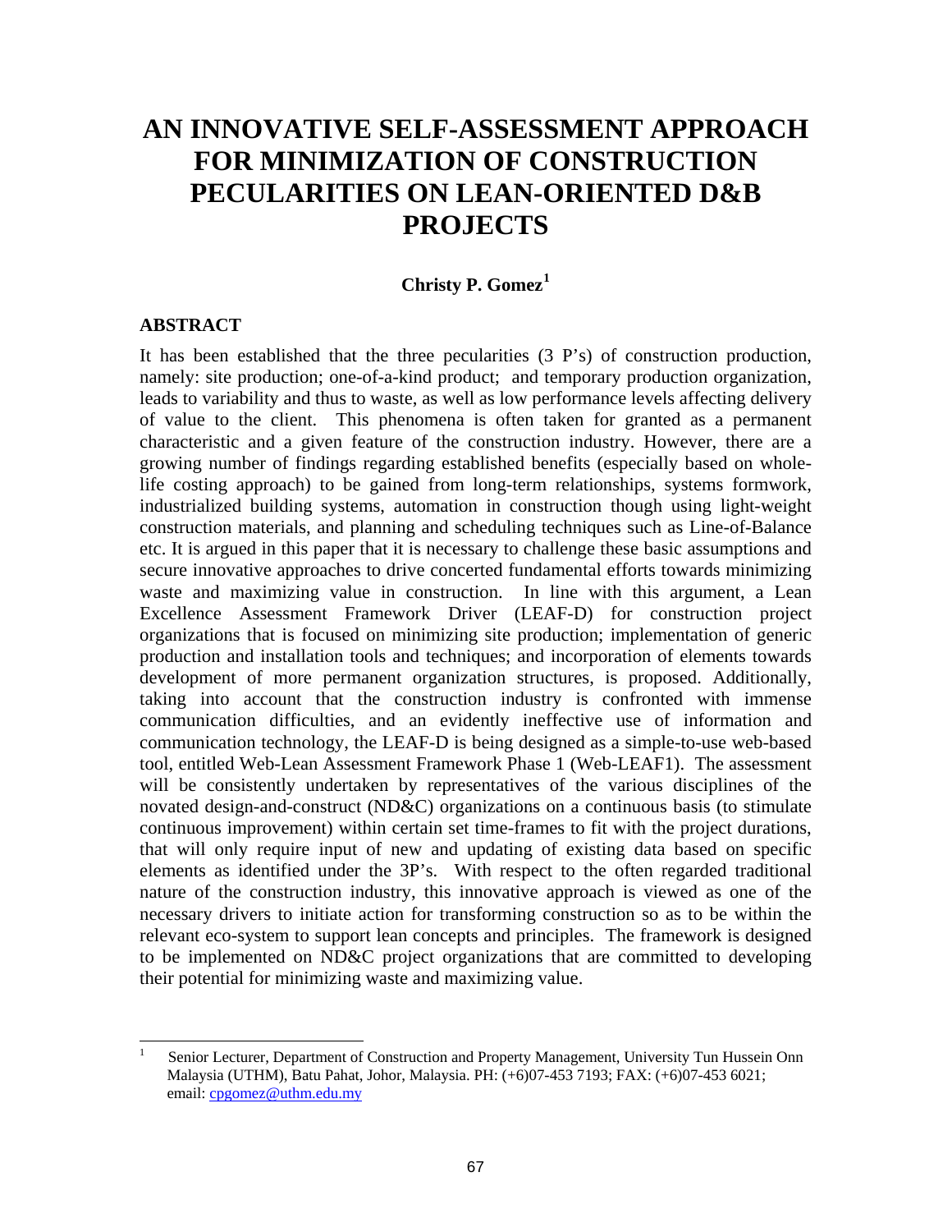# AN INNOVATIVE SELF-ASSESSMENT APPROACH FOR MINIMIZATION OF CONSTRUCTION PECULARITIES ON LEAN-ORIENTED D&B PROJECTS

**Christy P. Gomez**[1]

## ABSTRACT

It has been established that the three pecularities (3 P's) of construction production, namely: site production; one-of-a-kind product; and temporary production organization, leads to variability and thus to waste, as well as low performance levels affecting delivery of value to the client. This phenomena is often taken for granted as a permanent characteristic and a given feature of the construction industry. However, there are a growing number of findings regarding established benefits (especially based on whole-life costing approach) to be gained from long-term relationships, systems formwork, industrialized building systems, automation in construction though using light-weight construction materials, and planning and scheduling techniques such as Line-of-Balance etc. It is argued in this paper that it is necessary to challenge these basic assumptions and secure innovative approaches to drive concerted fundamental efforts towards minimizing waste and maximizing value in construction. In line with this argument, a Lean Excellence Assessment Framework Driver (LEAF-D) for construction project organizations that is focused on minimizing site production; implementation of generic production and installation tools and techniques; and incorporation of elements towards development of more permanent organization structures, is proposed. Additionally, taking into account that the construction industry is confronted with immense communication difficulties, and an evidently ineffective use of information and communication technology, the LEAF-D is being designed as a simple-to-use web-based tool, entitled Web-Lean Assessment Framework Phase 1 (Web-LEAF1). The assessment will be consistently undertaken by representatives of the various disciplines of the novated design-and-construct (ND&C) organizations on a continuous basis (to stimulate continuous improvement) within certain set time-frames to fit with the project durations, that will only require input of new and updating of existing data based on specific elements as identified under the 3P's. With respect to the often regarded traditional nature of the construction industry, this innovative approach is viewed as one of the necessary drivers to initiate action for transforming construction so as to be within the relevant eco-system to support lean concepts and principles. The framework is designed to be implemented on ND&C project organizations that are committed to developing their potential for minimizing waste and maximizing value.

---

[1] Senior Lecturer, Department of Construction and Property Management, University Tun Hussein Onn Malaysia (UTHM), Batu Pahat, Johor, Malaysia. PH: (+6)07-453 7193; FAX: (+6)07-453 6021; email: cpgomez@uthm.edu.my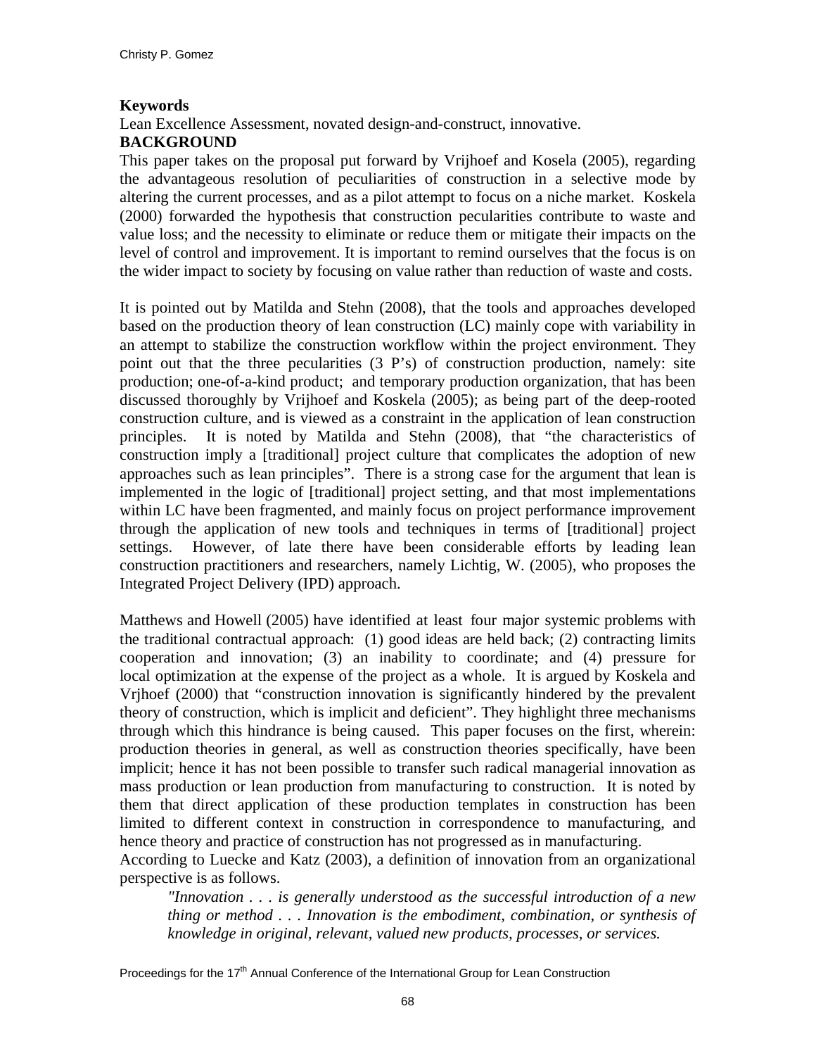### Keywords

Lean Excellence Assessment, novated design-and-construct, innovative.

### BACKGROUND

This paper takes on the proposal put forward by Vrijhoef and Kosela (2005), regarding the advantageous resolution of peculiarities of construction in a selective mode by altering the current processes, and as a pilot attempt to focus on a niche market. Koskela (2000) forwarded the hypothesis that construction pecularities contribute to waste and value loss; and the necessity to eliminate or reduce them or mitigate their impacts on the level of control and improvement. It is important to remind ourselves that the focus is on the wider impact to society by focusing on value rather than reduction of waste and costs.

It is pointed out by Matilda and Stehn (2008), that the tools and approaches developed based on the production theory of lean construction (LC) mainly cope with variability in an attempt to stabilize the construction workflow within the project environment. They point out that the three pecularities (3 P's) of construction production, namely: site production; one-of-a-kind product; and temporary production organization, that has been discussed thoroughly by Vrijhoef and Koskela (2005); as being part of the deep-rooted construction culture, and is viewed as a constraint in the application of lean construction principles. It is noted by Matilda and Stehn (2008), that "the characteristics of construction imply a [traditional] project culture that complicates the adoption of new approaches such as lean principles". There is a strong case for the argument that lean is implemented in the logic of [traditional] project setting, and that most implementations within LC have been fragmented, and mainly focus on project performance improvement through the application of new tools and techniques in terms of [traditional] project settings. However, of late there have been considerable efforts by leading lean construction practitioners and researchers, namely Lichtig, W. (2005), who proposes the Integrated Project Delivery (IPD) approach.

Matthews and Howell (2005) have identified at least four major systemic problems with the traditional contractual approach: (1) good ideas are held back; (2) contracting limits cooperation and innovation; (3) an inability to coordinate; and (4) pressure for local optimization at the expense of the project as a whole. It is argued by Koskela and Vrjhoef (2000) that "construction innovation is significantly hindered by the prevalent theory of construction, which is implicit and deficient". They highlight three mechanisms through which this hindrance is being caused. This paper focuses on the first, wherein: production theories in general, as well as construction theories specifically, have been implicit; hence it has not been possible to transfer such radical managerial innovation as mass production or lean production from manufacturing to construction. It is noted by them that direct application of these production templates in construction has been limited to different context in construction in correspondence to manufacturing, and hence theory and practice of construction has not progressed as in manufacturing.

According to Luecke and Katz (2003), a definition of innovation from an organizational perspective is as follows.

> *"Innovation . . . is generally understood as the successful introduction of a new thing or method . . . Innovation is the embodiment, combination, or synthesis of knowledge in original, relevant, valued new products, processes, or services.*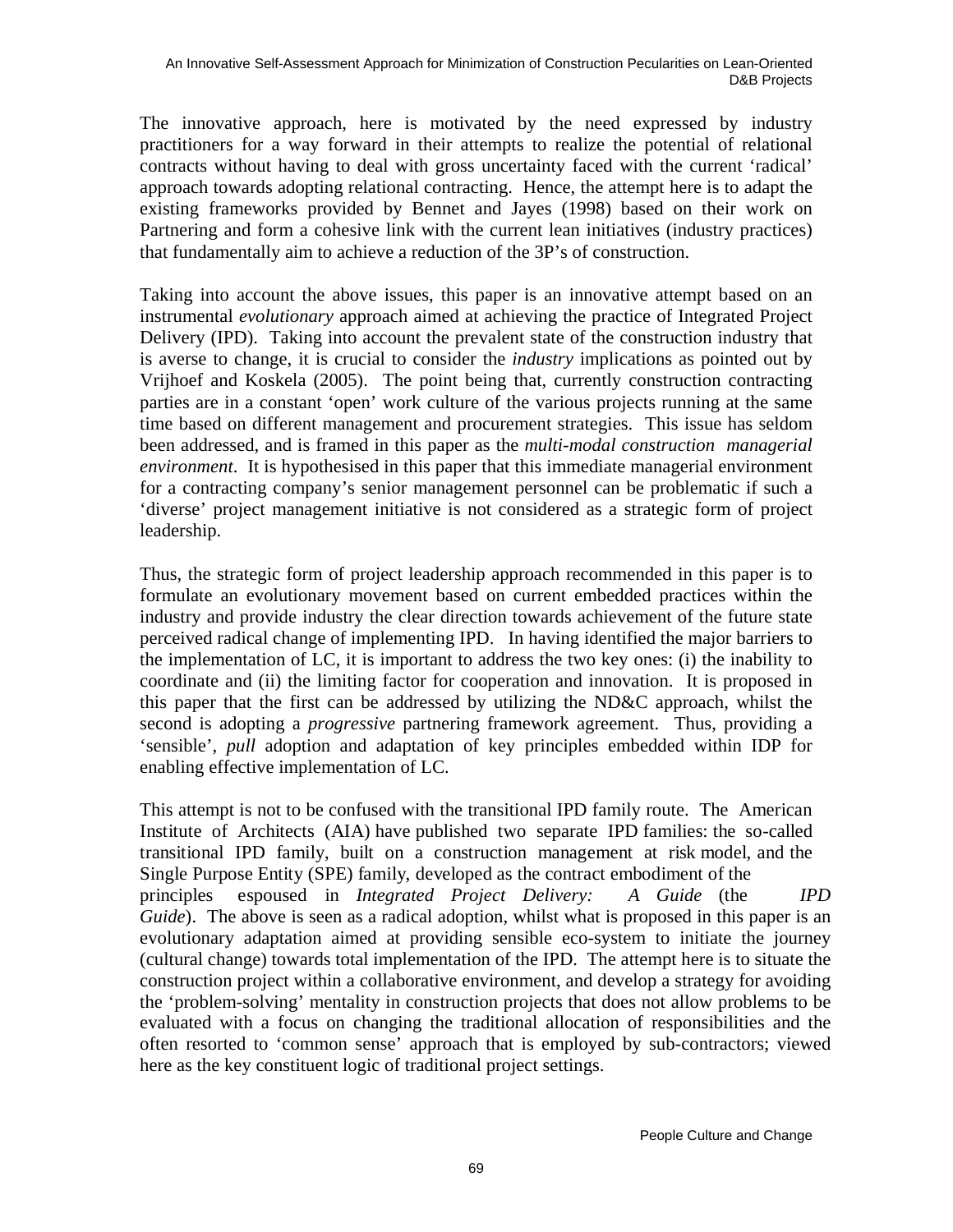The innovative approach, here is motivated by the need expressed by industry practitioners for a way forward in their attempts to realize the potential of relational contracts without having to deal with gross uncertainty faced with the current 'radical' approach towards adopting relational contracting. Hence, the attempt here is to adapt the existing frameworks provided by Bennet and Jayes (1998) based on their work on Partnering and form a cohesive link with the current lean initiatives (industry practices) that fundamentally aim to achieve a reduction of the 3P's of construction.

Taking into account the above issues, this paper is an innovative attempt based on an instrumental *evolutionary* approach aimed at achieving the practice of Integrated Project Delivery (IPD). Taking into account the prevalent state of the construction industry that is averse to change, it is crucial to consider the *industry* implications as pointed out by Vrijhoef and Koskela (2005). The point being that, currently construction contracting parties are in a constant 'open' work culture of the various projects running at the same time based on different management and procurement strategies. This issue has seldom been addressed, and is framed in this paper as the *multi-modal construction managerial environment*. It is hypothesised in this paper that this immediate managerial environment for a contracting company's senior management personnel can be problematic if such a 'diverse' project management initiative is not considered as a strategic form of project leadership.

Thus, the strategic form of project leadership approach recommended in this paper is to formulate an evolutionary movement based on current embedded practices within the industry and provide industry the clear direction towards achievement of the future state perceived radical change of implementing IPD. In having identified the major barriers to the implementation of LC, it is important to address the two key ones: (i) the inability to coordinate and (ii) the limiting factor for cooperation and innovation. It is proposed in this paper that the first can be addressed by utilizing the ND&C approach, whilst the second is adopting a *progressive* partnering framework agreement. Thus, providing a 'sensible', *pull* adoption and adaptation of key principles embedded within IDP for enabling effective implementation of LC.

This attempt is not to be confused with the transitional IPD family route. The American Institute of Architects (AIA) have published two separate IPD families: the so-called transitional IPD family, built on a construction management at risk model, and the Single Purpose Entity (SPE) family, developed as the contract embodiment of the principles espoused in *Integrated Project Delivery: A Guide* (the *IPD Guide*). The above is seen as a radical adoption, whilst what is proposed in this paper is an evolutionary adaptation aimed at providing sensible eco-system to initiate the journey (cultural change) towards total implementation of the IPD. The attempt here is to situate the construction project within a collaborative environment, and develop a strategy for avoiding the 'problem-solving' mentality in construction projects that does not allow problems to be evaluated with a focus on changing the traditional allocation of responsibilities and the often resorted to 'common sense' approach that is employed by sub-contractors; viewed here as the key constituent logic of traditional project settings.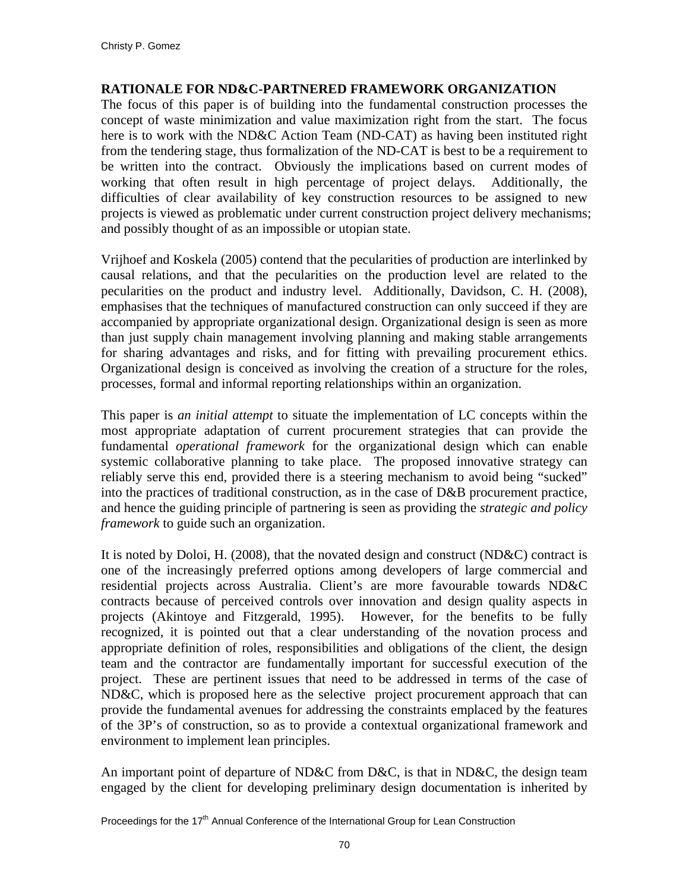## RATIONALE FOR ND&C-PARTNERED FRAMEWORK ORGANIZATION

The focus of this paper is of building into the fundamental construction processes the concept of waste minimization and value maximization right from the start. The focus here is to work with the ND&C Action Team (ND-CAT) as having been instituted right from the tendering stage, thus formalization of the ND-CAT is best to be a requirement to be written into the contract. Obviously the implications based on current modes of working that often result in high percentage of project delays. Additionally, the difficulties of clear availability of key construction resources to be assigned to new projects is viewed as problematic under current construction project delivery mechanisms; and possibly thought of as an impossible or utopian state.

Vrijhoef and Koskela (2005) contend that the pecularities of production are interlinked by causal relations, and that the pecularities on the production level are related to the pecularities on the product and industry level. Additionally, Davidson, C. H. (2008), emphasises that the techniques of manufactured construction can only succeed if they are accompanied by appropriate organizational design. Organizational design is seen as more than just supply chain management involving planning and making stable arrangements for sharing advantages and risks, and for fitting with prevailing procurement ethics. Organizational design is conceived as involving the creation of a structure for the roles, processes, formal and informal reporting relationships within an organization.

This paper is *an initial attempt* to situate the implementation of LC concepts within the most appropriate adaptation of current procurement strategies that can provide the fundamental *operational framework* for the organizational design which can enable systemic collaborative planning to take place. The proposed innovative strategy can reliably serve this end, provided there is a steering mechanism to avoid being "sucked" into the practices of traditional construction, as in the case of D&B procurement practice, and hence the guiding principle of partnering is seen as providing the *strategic and policy framework* to guide such an organization.

It is noted by Doloi, H. (2008), that the novated design and construct (ND&C) contract is one of the increasingly preferred options among developers of large commercial and residential projects across Australia. Client's are more favourable towards ND&C contracts because of perceived controls over innovation and design quality aspects in projects (Akintoye and Fitzgerald, 1995). However, for the benefits to be fully recognized, it is pointed out that a clear understanding of the novation process and appropriate definition of roles, responsibilities and obligations of the client, the design team and the contractor are fundamentally important for successful execution of the project. These are pertinent issues that need to be addressed in terms of the case of ND&C, which is proposed here as the selective project procurement approach that can provide the fundamental avenues for addressing the constraints emplaced by the features of the 3P's of construction, so as to provide a contextual organizational framework and environment to implement lean principles.

An important point of departure of ND&C from D&C, is that in ND&C, the design team engaged by the client for developing preliminary design documentation is inherited by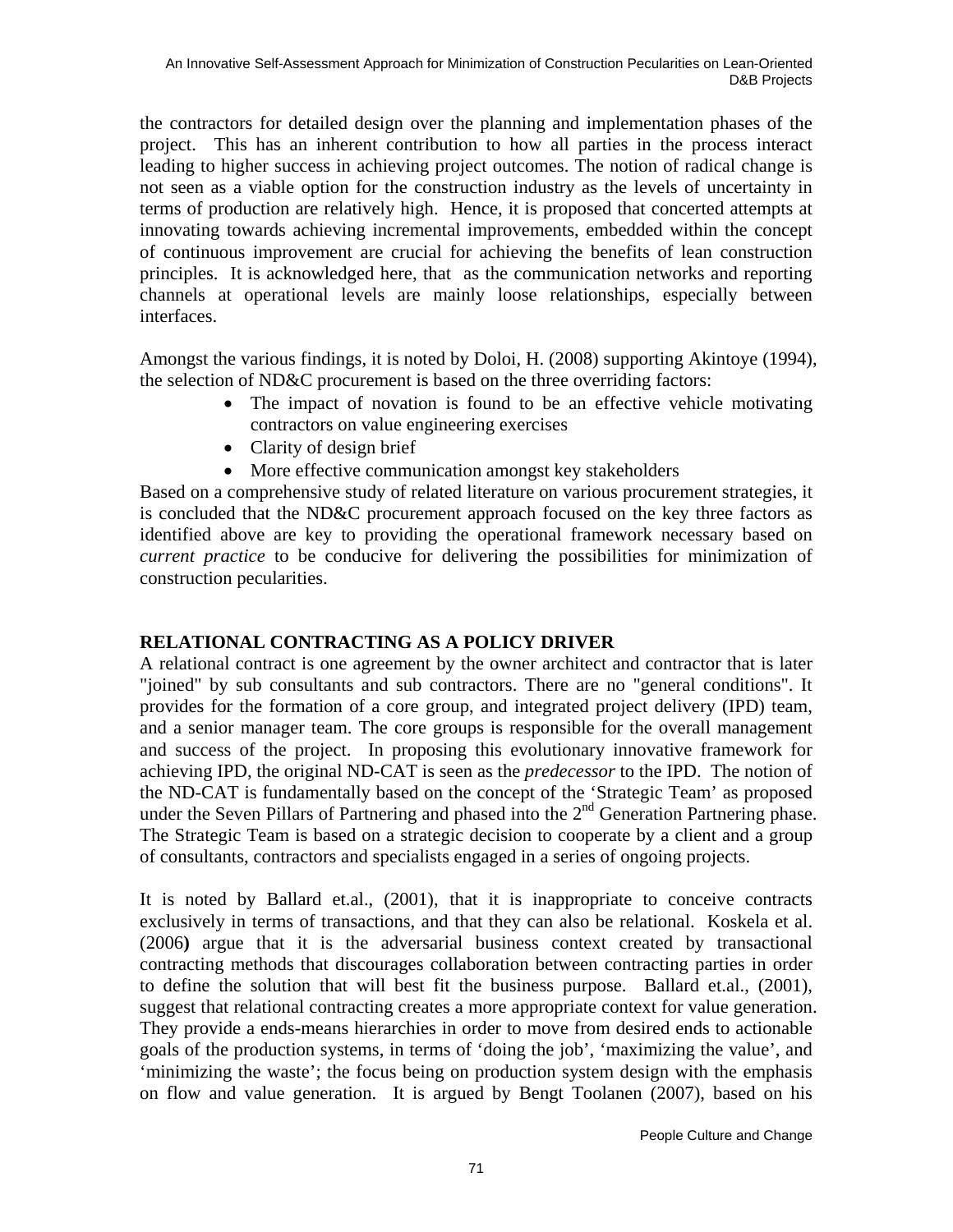the contractors for detailed design over the planning and implementation phases of the project. This has an inherent contribution to how all parties in the process interact leading to higher success in achieving project outcomes. The notion of radical change is not seen as a viable option for the construction industry as the levels of uncertainty in terms of production are relatively high. Hence, it is proposed that concerted attempts at innovating towards achieving incremental improvements, embedded within the concept of continuous improvement are crucial for achieving the benefits of lean construction principles. It is acknowledged here, that as the communication networks and reporting channels at operational levels are mainly loose relationships, especially between interfaces.

Amongst the various findings, it is noted by Doloi, H. (2008) supporting Akintoye (1994), the selection of ND&C procurement is based on the three overriding factors:

- The impact of novation is found to be an effective vehicle motivating contractors on value engineering exercises
- Clarity of design brief
- More effective communication amongst key stakeholders

Based on a comprehensive study of related literature on various procurement strategies, it is concluded that the ND&C procurement approach focused on the key three factors as identified above are key to providing the operational framework necessary based on *current practice* to be conducive for delivering the possibilities for minimization of construction pecularities.

## RELATIONAL CONTRACTING AS A POLICY DRIVER

A relational contract is one agreement by the owner architect and contractor that is later "joined" by sub consultants and sub contractors. There are no "general conditions". It provides for the formation of a core group, and integrated project delivery (IPD) team, and a senior manager team. The core groups is responsible for the overall management and success of the project. In proposing this evolutionary innovative framework for achieving IPD, the original ND-CAT is seen as the *predecessor* to the IPD. The notion of the ND-CAT is fundamentally based on the concept of the 'Strategic Team' as proposed under the Seven Pillars of Partnering and phased into the 2nd Generation Partnering phase. The Strategic Team is based on a strategic decision to cooperate by a client and a group of consultants, contractors and specialists engaged in a series of ongoing projects.

It is noted by Ballard et.al., (2001), that it is inappropriate to conceive contracts exclusively in terms of transactions, and that they can also be relational. Koskela et al. (2006**)** argue that it is the adversarial business context created by transactional contracting methods that discourages collaboration between contracting parties in order to define the solution that will best fit the business purpose. Ballard et.al., (2001), suggest that relational contracting creates a more appropriate context for value generation. They provide a ends-means hierarchies in order to move from desired ends to actionable goals of the production systems, in terms of 'doing the job', 'maximizing the value', and 'minimizing the waste'; the focus being on production system design with the emphasis on flow and value generation. It is argued by Bengt Toolanen (2007), based on his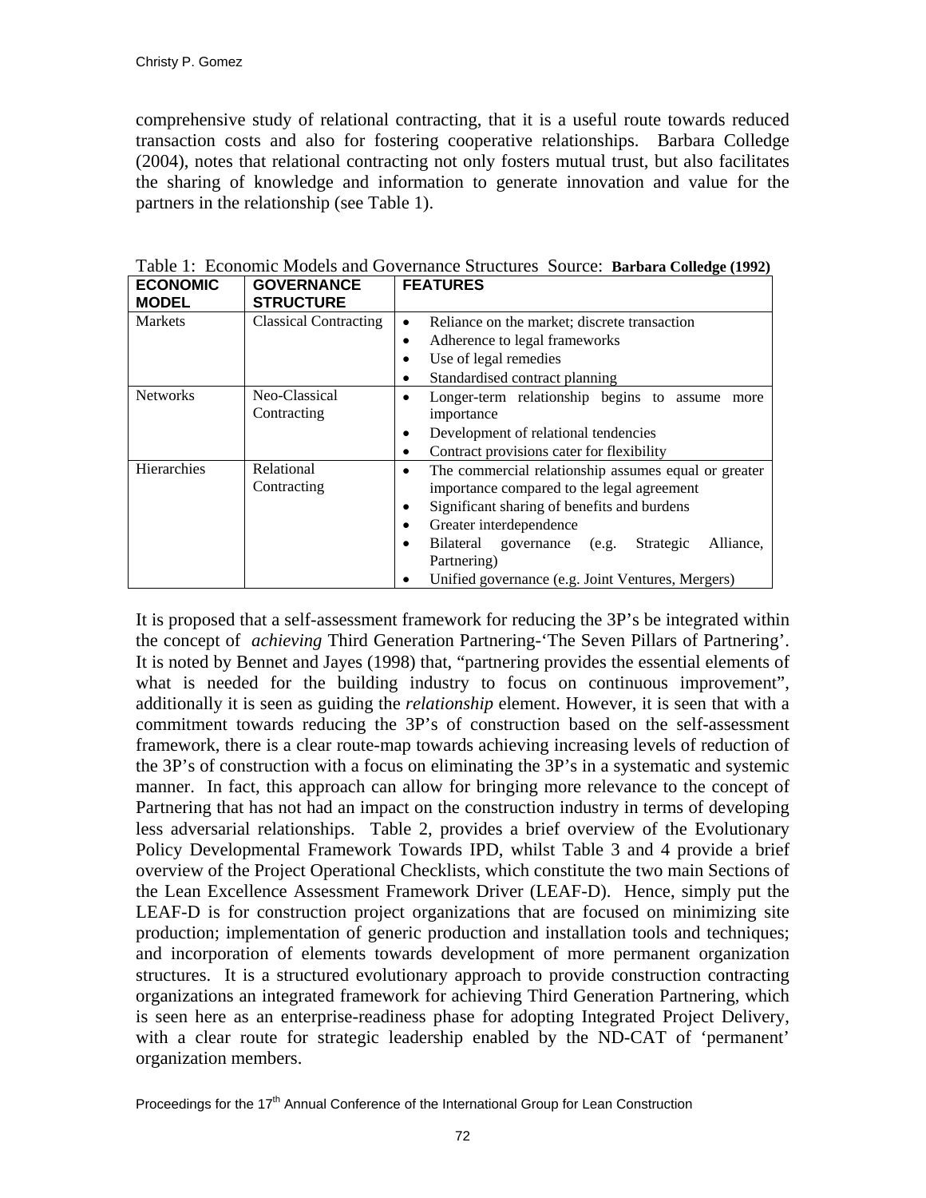comprehensive study of relational contracting, that it is a useful route towards reduced transaction costs and also for fostering cooperative relationships. Barbara Colledge (2004), notes that relational contracting not only fosters mutual trust, but also facilitates the sharing of knowledge and information to generate innovation and value for the partners in the relationship (see Table 1).

Table 1: Economic Models and Governance Structures Source: **Barbara Colledge (1992)**

| **ECONOMIC MODEL** | **GOVERNANCE STRUCTURE** | **FEATURES** |
|---|---|---|
| Markets | Classical Contracting | • Reliance on the market; discrete transaction<br>• Adherence to legal frameworks<br>• Use of legal remedies<br>• Standardised contract planning |
| Networks | Neo-Classical Contracting | • Longer-term relationship begins to assume more importance<br>• Development of relational tendencies<br>• Contract provisions cater for flexibility |
| Hierarchies | Relational Contracting | • The commercial relationship assumes equal or greater importance compared to the legal agreement<br>• Significant sharing of benefits and burdens<br>• Greater interdependence<br>• Bilateral governance (e.g. Strategic Alliance, Partnering)<br>• Unified governance (e.g. Joint Ventures, Mergers) |

It is proposed that a self-assessment framework for reducing the 3P's be integrated within the concept of *achieving* Third Generation Partnering-'The Seven Pillars of Partnering'. It is noted by Bennet and Jayes (1998) that, "partnering provides the essential elements of what is needed for the building industry to focus on continuous improvement", additionally it is seen as guiding the *relationship* element. However, it is seen that with a commitment towards reducing the 3P's of construction based on the self-assessment framework, there is a clear route-map towards achieving increasing levels of reduction of the 3P's of construction with a focus on eliminating the 3P's in a systematic and systemic manner. In fact, this approach can allow for bringing more relevance to the concept of Partnering that has not had an impact on the construction industry in terms of developing less adversarial relationships. Table 2, provides a brief overview of the Evolutionary Policy Developmental Framework Towards IPD, whilst Table 3 and 4 provide a brief overview of the Project Operational Checklists, which constitute the two main Sections of the Lean Excellence Assessment Framework Driver (LEAF-D). Hence, simply put the LEAF-D is for construction project organizations that are focused on minimizing site production; implementation of generic production and installation tools and techniques; and incorporation of elements towards development of more permanent organization structures. It is a structured evolutionary approach to provide construction contracting organizations an integrated framework for achieving Third Generation Partnering, which is seen here as an enterprise-readiness phase for adopting Integrated Project Delivery, with a clear route for strategic leadership enabled by the ND-CAT of 'permanent' organization members.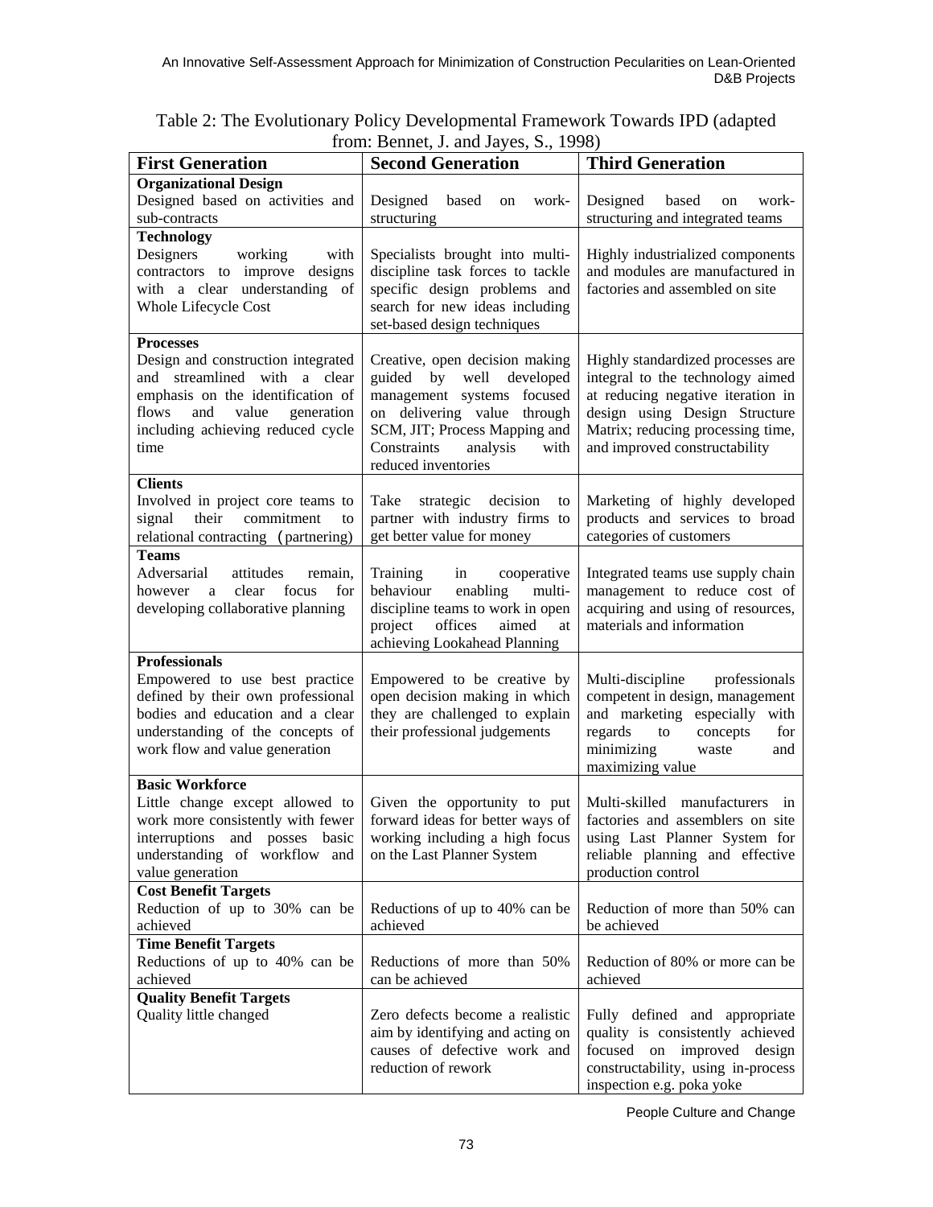Table 2: The Evolutionary Policy Developmental Framework Towards IPD (adapted from: Bennet, J. and Jayes, S., 1998)

| First Generation | Second Generation | Third Generation |
|---|---|---|
| **Organizational Design** | | |
| Designed based on activities and sub-contracts | Designed based on work-structuring | Designed based on work-structuring and integrated teams |
| **Technology** | | |
| Designers working with contractors to improve designs with a clear understanding of Whole Lifecycle Cost | Specialists brought into multi-discipline task forces to tackle specific design problems and search for new ideas including set-based design techniques | Highly industrialized components and modules are manufactured in factories and assembled on site |
| **Processes** | | |
| Design and construction integrated and streamlined with a clear emphasis on the identification of flows and value generation including achieving reduced cycle time | Creative, open decision making guided by well developed management systems focused on delivering value through SCM, JIT; Process Mapping and Constraints analysis with reduced inventories | Highly standardized processes are integral to the technology aimed at reducing negative iteration in design using Design Structure Matrix; reducing processing time, and improved constructability |
| **Clients** | | |
| Involved in project core teams to signal their commitment to relational contracting (partnering) | Take strategic decision to partner with industry firms to get better value for money | Marketing of highly developed products and services to broad categories of customers |
| **Teams** | | |
| Adversarial attitudes remain, however a clear focus for developing collaborative planning | Training in cooperative behaviour enabling multi-discipline teams to work in open project offices aimed at achieving Lookahead Planning | Integrated teams use supply chain management to reduce cost of acquiring and using of resources, materials and information |
| **Professionals** | | |
| Empowered to use best practice defined by their own professional bodies and education and a clear understanding of the concepts of work flow and value generation | Empowered to be creative by open decision making in which they are challenged to explain their professional judgements | Multi-discipline professionals competent in design, management and marketing especially with regards to concepts for minimizing waste and maximizing value |
| **Basic Workforce** | | |
| Little change except allowed to work more consistently with fewer interruptions and posses basic understanding of workflow and value generation | Given the opportunity to put forward ideas for better ways of working including a high focus on the Last Planner System | Multi-skilled manufacturers in factories and assemblers on site using Last Planner System for reliable planning and effective production control |
| **Cost Benefit Targets** | | |
| Reduction of up to 30% can be achieved | Reductions of up to 40% can be achieved | Reduction of more than 50% can be achieved |
| **Time Benefit Targets** | | |
| Reductions of up to 40% can be achieved | Reductions of more than 50% can be achieved | Reduction of 80% or more can be achieved |
| **Quality Benefit Targets** | | |
| Quality little changed | Zero defects become a realistic aim by identifying and acting on causes of defective work and reduction of rework | Fully defined and appropriate quality is consistently achieved focused on improved design constructability, using in-process inspection e.g. poka yoke |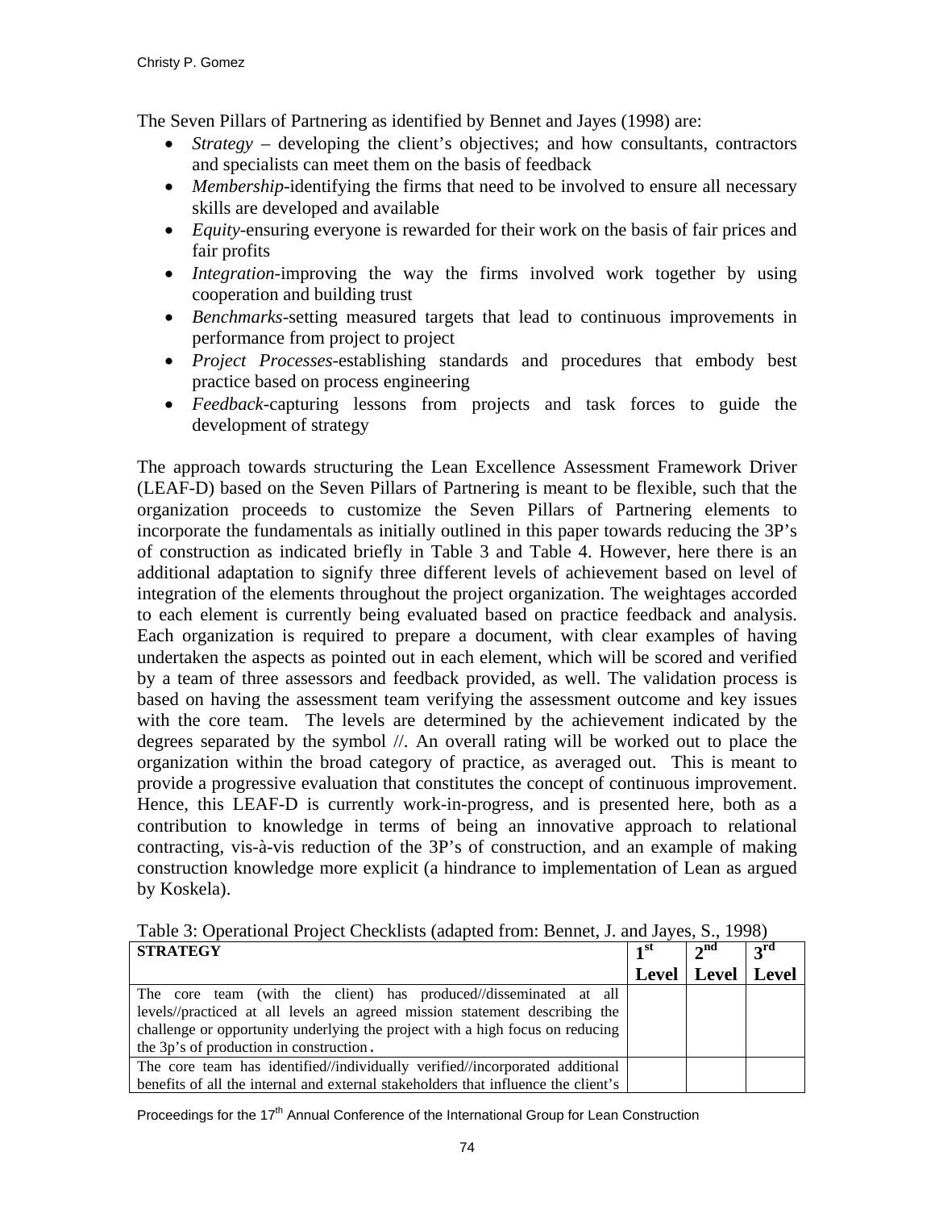The Seven Pillars of Partnering as identified by Bennet and Jayes (1998) are:

- *Strategy* – developing the client's objectives; and how consultants, contractors and specialists can meet them on the basis of feedback
- *Membership*-identifying the firms that need to be involved to ensure all necessary skills are developed and available
- *Equity*-ensuring everyone is rewarded for their work on the basis of fair prices and fair profits
- *Integration*-improving the way the firms involved work together by using cooperation and building trust
- *Benchmarks*-setting measured targets that lead to continuous improvements in performance from project to project
- *Project Processes*-establishing standards and procedures that embody best practice based on process engineering
- *Feedback*-capturing lessons from projects and task forces to guide the development of strategy

The approach towards structuring the Lean Excellence Assessment Framework Driver (LEAF-D) based on the Seven Pillars of Partnering is meant to be flexible, such that the organization proceeds to customize the Seven Pillars of Partnering elements to incorporate the fundamentals as initially outlined in this paper towards reducing the 3P's of construction as indicated briefly in Table 3 and Table 4. However, here there is an additional adaptation to signify three different levels of achievement based on level of integration of the elements throughout the project organization. The weightages accorded to each element is currently being evaluated based on practice feedback and analysis. Each organization is required to prepare a document, with clear examples of having undertaken the aspects as pointed out in each element, which will be scored and verified by a team of three assessors and feedback provided, as well. The validation process is based on having the assessment team verifying the assessment outcome and key issues with the core team. The levels are determined by the achievement indicated by the degrees separated by the symbol //. An overall rating will be worked out to place the organization within the broad category of practice, as averaged out. This is meant to provide a progressive evaluation that constitutes the concept of continuous improvement. Hence, this LEAF-D is currently work-in-progress, and is presented here, both as a contribution to knowledge in terms of being an innovative approach to relational contracting, vis-à-vis reduction of the 3P's of construction, and an example of making construction knowledge more explicit (a hindrance to implementation of Lean as argued by Koskela).

Table 3: Operational Project Checklists (adapted from: Bennet, J. and Jayes, S., 1998)

| **STRATEGY** | **1st Level** | **2nd Level** | **3rd Level** |
|---|---|---|---|
| The core team (with the client) has produced//disseminated at all levels//practiced at all levels an agreed mission statement describing the challenge or opportunity underlying the project with a high focus on reducing the 3p's of production in construction. | | | |
| The core team has identified//individually verified//incorporated additional benefits of all the internal and external stakeholders that influence the client's | | | |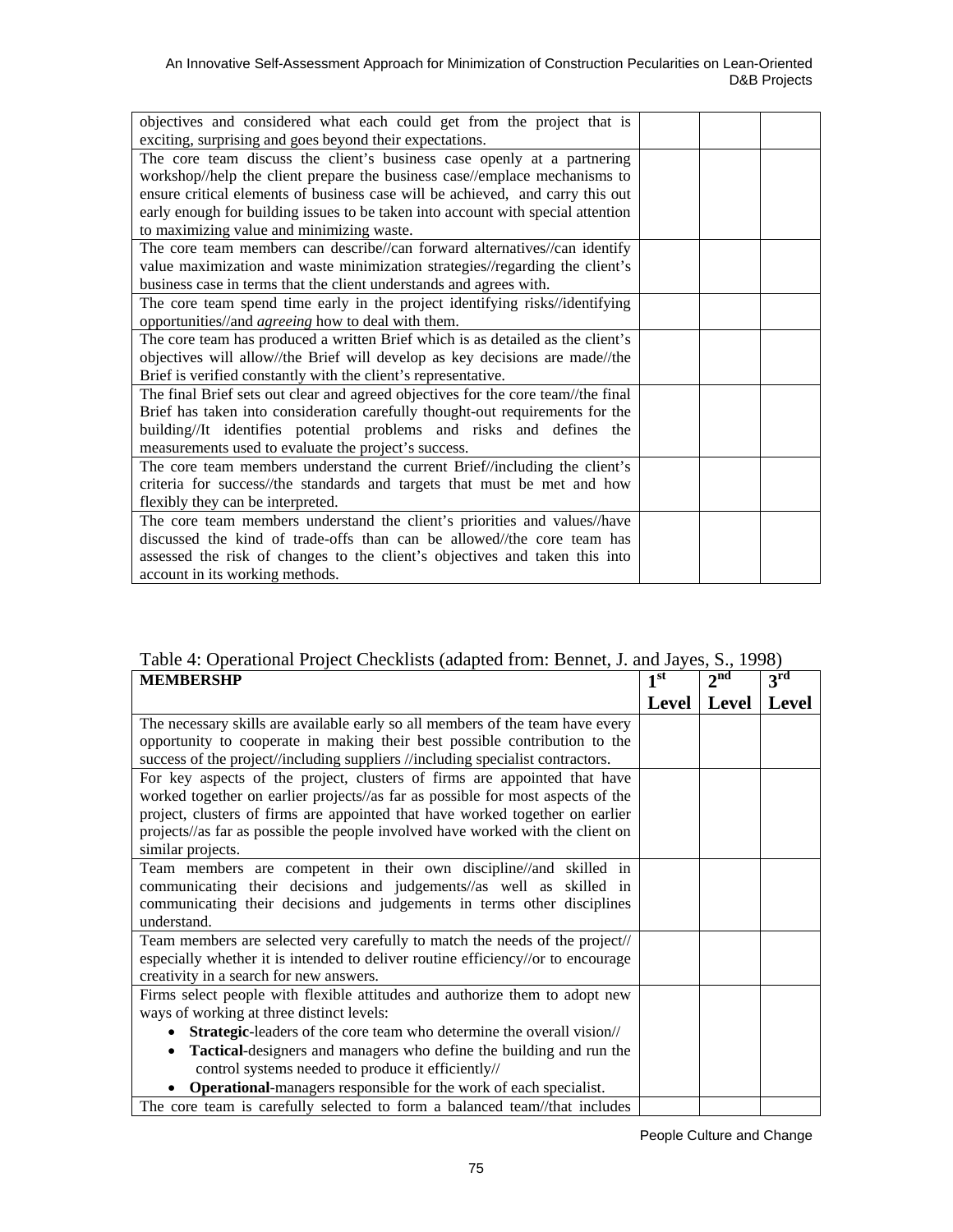| | | | |
|---|---|---|---|
| objectives and considered what each could get from the project that is exciting, surprising and goes beyond their expectations. | | | |
| The core team discuss the client's business case openly at a partnering workshop//help the client prepare the business case//emplace mechanisms to ensure critical elements of business case will be achieved, and carry this out early enough for building issues to be taken into account with special attention to maximizing value and minimizing waste. | | | |
| The core team members can describe//can forward alternatives//can identify value maximization and waste minimization strategies//regarding the client's business case in terms that the client understands and agrees with. | | | |
| The core team spend time early in the project identifying risks//identifying opportunities//and *agreeing* how to deal with them. | | | |
| The core team has produced a written Brief which is as detailed as the client's objectives will allow//the Brief will develop as key decisions are made//the Brief is verified constantly with the client's representative. | | | |
| The final Brief sets out clear and agreed objectives for the core team//the final Brief has taken into consideration carefully thought-out requirements for the building//It identifies potential problems and risks and defines the measurements used to evaluate the project's success. | | | |
| The core team members understand the current Brief//including the client's criteria for success//the standards and targets that must be met and how flexibly they can be interpreted. | | | |
| The core team members understand the client's priorities and values//have discussed the kind of trade-offs than can be allowed//the core team has assessed the risk of changes to the client's objectives and taken this into account in its working methods. | | | |

Table 4: Operational Project Checklists (adapted from: Bennet, J. and Jayes, S., 1998)

| **MEMBERSHP** | **1st Level** | **2nd Level** | **3rd Level** |
|---|---|---|---|
| The necessary skills are available early so all members of the team have every opportunity to cooperate in making their best possible contribution to the success of the project//including suppliers //including specialist contractors. | | | |
| For key aspects of the project, clusters of firms are appointed that have worked together on earlier projects//as far as possible for most aspects of the project, clusters of firms are appointed that have worked together on earlier projects//as far as possible the people involved have worked with the client on similar projects. | | | |
| Team members are competent in their own discipline//and skilled in communicating their decisions and judgements//as well as skilled in communicating their decisions and judgements in terms other disciplines understand. | | | |
| Team members are selected very carefully to match the needs of the project// especially whether it is intended to deliver routine efficiency//or to encourage creativity in a search for new answers. | | | |
| Firms select people with flexible attitudes and authorize them to adopt new ways of working at three distinct levels:<br>• **Strategic**-leaders of the core team who determine the overall vision//<br>• **Tactical**-designers and managers who define the building and run the control systems needed to produce it efficiently//<br>• **Operational**-managers responsible for the work of each specialist. | | | |
| The core team is carefully selected to form a balanced team//that includes | | | |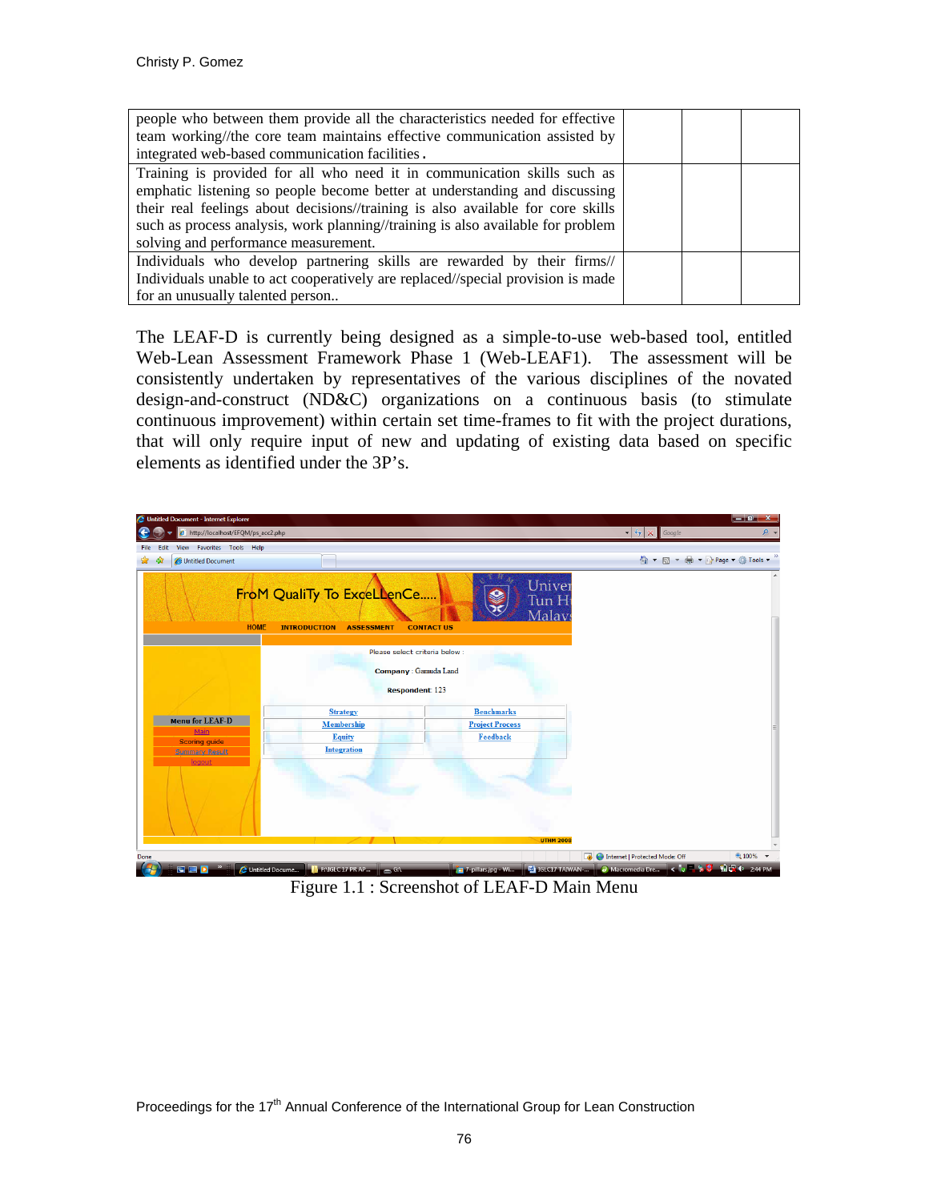| | | | |
|---|---|---|---|
| people who between them provide all the characteristics needed for effective team working//the core team maintains effective communication assisted by integrated web-based communication facilities. | | | |
| Training is provided for all who need it in communication skills such as emphatic listening so people become better at understanding and discussing their real feelings about decisions//training is also available for core skills such as process analysis, work planning//training is also available for problem solving and performance measurement. | | | |
| Individuals who develop partnering skills are rewarded by their firms// Individuals unable to act cooperatively are replaced//special provision is made for an unusually talented person.. | | | |

The LEAF-D is currently being designed as a simple-to-use web-based tool, entitled Web-Lean Assessment Framework Phase 1 (Web-LEAF1). The assessment will be consistently undertaken by representatives of the various disciplines of the novated design-and-construct (ND&C) organizations on a continuous basis (to stimulate continuous improvement) within certain set time-frames to fit with the project durations, that will only require input of new and updating of existing data based on specific elements as identified under the 3P's.

Figure 1.1 : Screenshot of LEAF-D Main Menu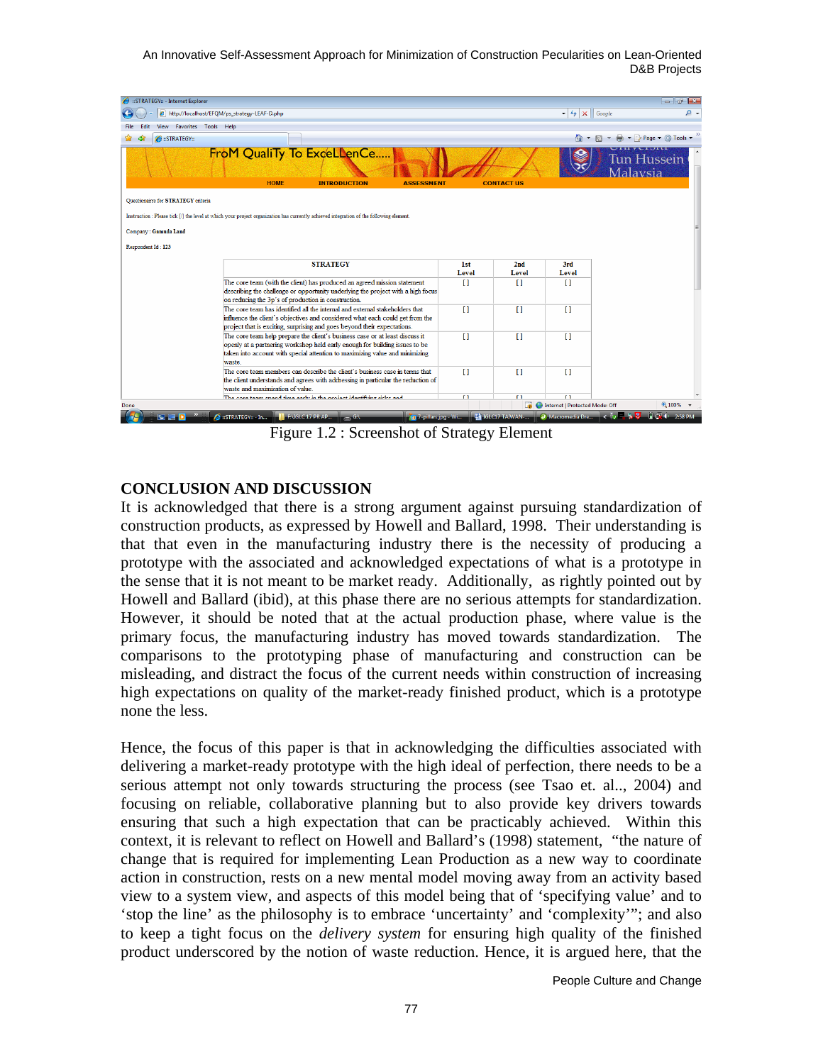Figure 1.2 : Screenshot of Strategy Element

## CONCLUSION AND DISCUSSION

It is acknowledged that there is a strong argument against pursuing standardization of construction products, as expressed by Howell and Ballard, 1998. Their understanding is that that even in the manufacturing industry there is the necessity of producing a prototype with the associated and acknowledged expectations of what is a prototype in the sense that it is not meant to be market ready. Additionally, as rightly pointed out by Howell and Ballard (ibid), at this phase there are no serious attempts for standardization. However, it should be noted that at the actual production phase, where value is the primary focus, the manufacturing industry has moved towards standardization. The comparisons to the prototyping phase of manufacturing and construction can be misleading, and distract the focus of the current needs within construction of increasing high expectations on quality of the market-ready finished product, which is a prototype none the less.

Hence, the focus of this paper is that in acknowledging the difficulties associated with delivering a market-ready prototype with the high ideal of perfection, there needs to be a serious attempt not only towards structuring the process (see Tsao et. al.., 2004) and focusing on reliable, collaborative planning but to also provide key drivers towards ensuring that such a high expectation that can be practicably achieved. Within this context, it is relevant to reflect on Howell and Ballard's (1998) statement, "the nature of change that is required for implementing Lean Production as a new way to coordinate action in construction, rests on a new mental model moving away from an activity based view to a system view, and aspects of this model being that of 'specifying value' and to 'stop the line' as the philosophy is to embrace 'uncertainty' and 'complexity'"; and also to keep a tight focus on the *delivery system* for ensuring high quality of the finished product underscored by the notion of waste reduction. Hence, it is argued here, that the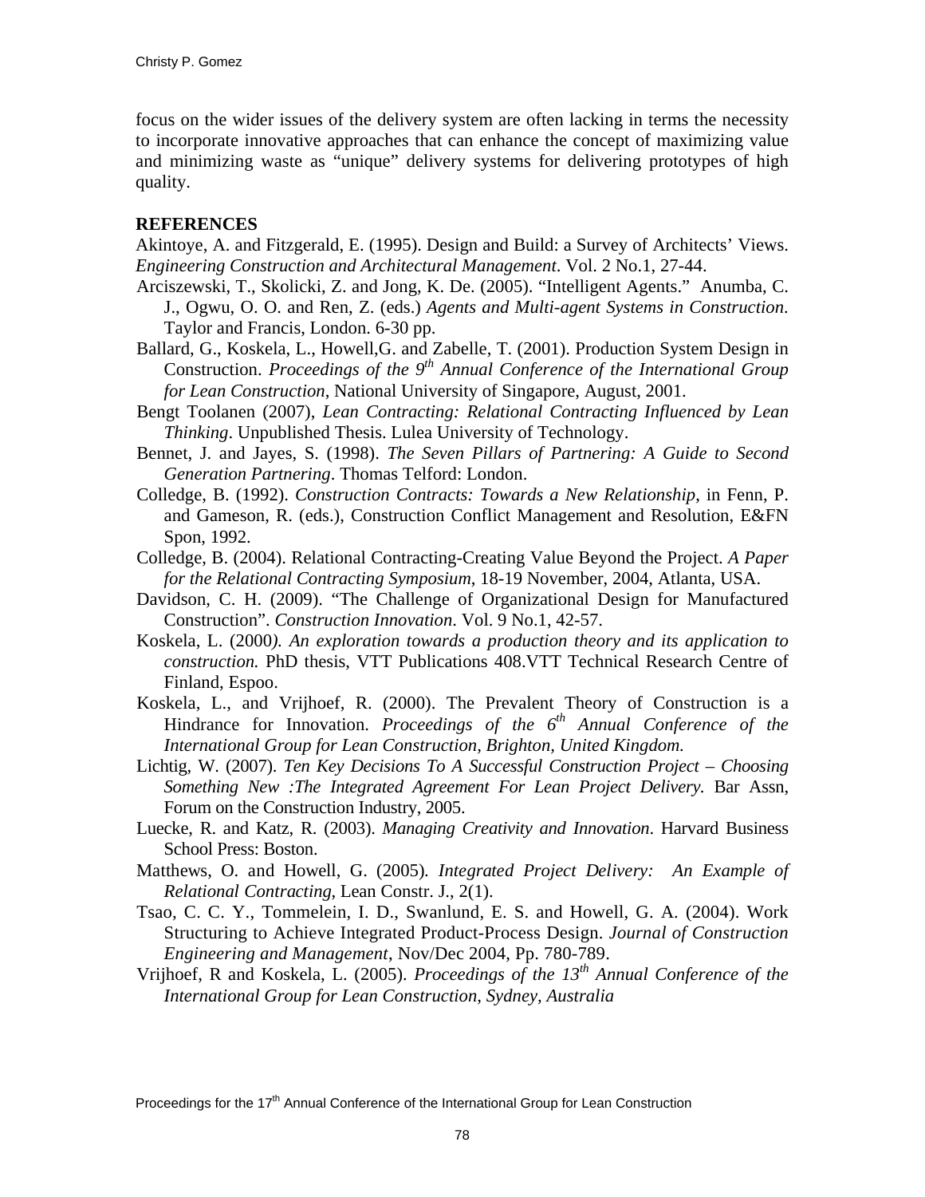focus on the wider issues of the delivery system are often lacking in terms the necessity to incorporate innovative approaches that can enhance the concept of maximizing value and minimizing waste as "unique" delivery systems for delivering prototypes of high quality.

## REFERENCES

Akintoye, A. and Fitzgerald, E. (1995). Design and Build: a Survey of Architects' Views. *Engineering Construction and Architectural Management*. Vol. 2 No.1, 27-44.

Arciszewski, T., Skolicki, Z. and Jong, K. De. (2005). "Intelligent Agents." Anumba, C. J., Ogwu, O. O. and Ren, Z. (eds.) *Agents and Multi-agent Systems in Construction*. Taylor and Francis, London. 6-30 pp.

Ballard, G., Koskela, L., Howell,G. and Zabelle, T. (2001). Production System Design in Construction. *Proceedings of the 9th Annual Conference of the International Group for Lean Construction*, National University of Singapore, August, 2001.

Bengt Toolanen (2007), *Lean Contracting: Relational Contracting Influenced by Lean Thinking*. Unpublished Thesis. Lulea University of Technology.

Bennet, J. and Jayes, S. (1998). *The Seven Pillars of Partnering: A Guide to Second Generation Partnering*. Thomas Telford: London.

Colledge, B. (1992). *Construction Contracts: Towards a New Relationship*, in Fenn, P. and Gameson, R. (eds.), Construction Conflict Management and Resolution, E&FN Spon, 1992.

Colledge, B. (2004). Relational Contracting-Creating Value Beyond the Project. *A Paper for the Relational Contracting Symposium*, 18-19 November, 2004, Atlanta, USA.

Davidson, C. H. (2009). "The Challenge of Organizational Design for Manufactured Construction". *Construction Innovation*. Vol. 9 No.1, 42-57.

Koskela, L. (2000*). An exploration towards a production theory and its application to construction.* PhD thesis, VTT Publications 408.VTT Technical Research Centre of Finland, Espoo.

Koskela, L., and Vrijhoef, R. (2000). The Prevalent Theory of Construction is a Hindrance for Innovation. *Proceedings of the 6th Annual Conference of the International Group for Lean Construction, Brighton, United Kingdom.*

Lichtig, W. (2007). *Ten Key Decisions To A Successful Construction Project – Choosing Something New :The Integrated Agreement For Lean Project Delivery.* Bar Assn, Forum on the Construction Industry, 2005.

Luecke, R. and Katz, R. (2003). *Managing Creativity and Innovation*. Harvard Business School Press: Boston.

Matthews, O. and Howell, G. (2005). *Integrated Project Delivery: An Example of Relational Contracting*, Lean Constr. J., 2(1).

Tsao, C. C. Y., Tommelein, I. D., Swanlund, E. S. and Howell, G. A. (2004). Work Structuring to Achieve Integrated Product-Process Design. *Journal of Construction Engineering and Management*, Nov/Dec 2004, Pp. 780-789.

Vrijhoef, R and Koskela, L. (2005). *Proceedings of the 13th Annual Conference of the International Group for Lean Construction, Sydney, Australia*